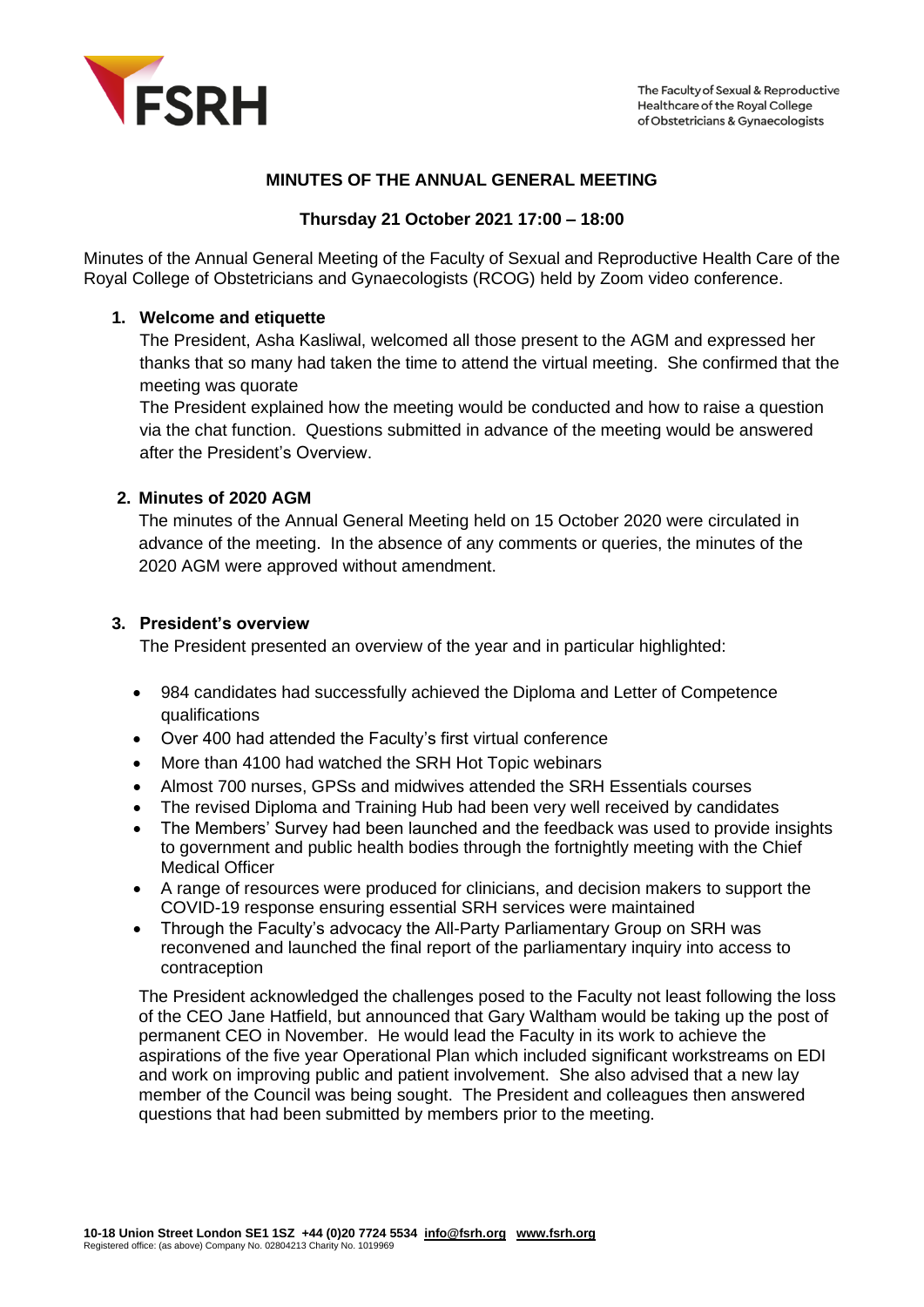## MINUTES OF THE ANNUAL GENERAL MEETING

### Thursday 21 October 2021 17:00 – 18:00

Minutes of the Annual General Meeting of the Faculty of Sexual and Reproductive Health Care of the Royal College of Obstetricians and Gynaecologists (RCOG) held by Zoom video conference.

1. **Welcome and etiquette**

   The President, Asha Kasliwal, welcomed all those present to the AGM and expressed her thanks that so many had taken the time to attend the virtual meeting. She confirmed that the meeting was quorate

   The President explained how the meeting would be conducted and how to raise a question via the chat function. Questions submitted in advance of the meeting would be answered after the President's Overview.

2. **Minutes of 2020 AGM**

   The minutes of the Annual General Meeting held on 15 October 2020 were circulated in advance of the meeting. In the absence of any comments or queries, the minutes of the 2020 AGM were approved without amendment.

3. **President's overview**

   The President presented an overview of the year and in particular highlighted:

   - 984 candidates had successfully achieved the Diploma and Letter of Competence qualifications
   - Over 400 had attended the Faculty's first virtual conference
   - More than 4100 had watched the SRH Hot Topic webinars
   - Almost 700 nurses, GPSs and midwives attended the SRH Essentials courses
   - The revised Diploma and Training Hub had been very well received by candidates
   - The Members' Survey had been launched and the feedback was used to provide insights to government and public health bodies through the fortnightly meeting with the Chief Medical Officer
   - A range of resources were produced for clinicians, and decision makers to support the COVID-19 response ensuring essential SRH services were maintained
   - Through the Faculty's advocacy the All-Party Parliamentary Group on SRH was reconvened and launched the final report of the parliamentary inquiry into access to contraception

   The President acknowledged the challenges posed to the Faculty not least following the loss of the CEO Jane Hatfield, but announced that Gary Waltham would be taking up the post of permanent CEO in November. He would lead the Faculty in its work to achieve the aspirations of the five year Operational Plan which included significant workstreams on EDI and work on improving public and patient involvement. She also advised that a new lay member of the Council was being sought. The President and colleagues then answered questions that had been submitted by members prior to the meeting.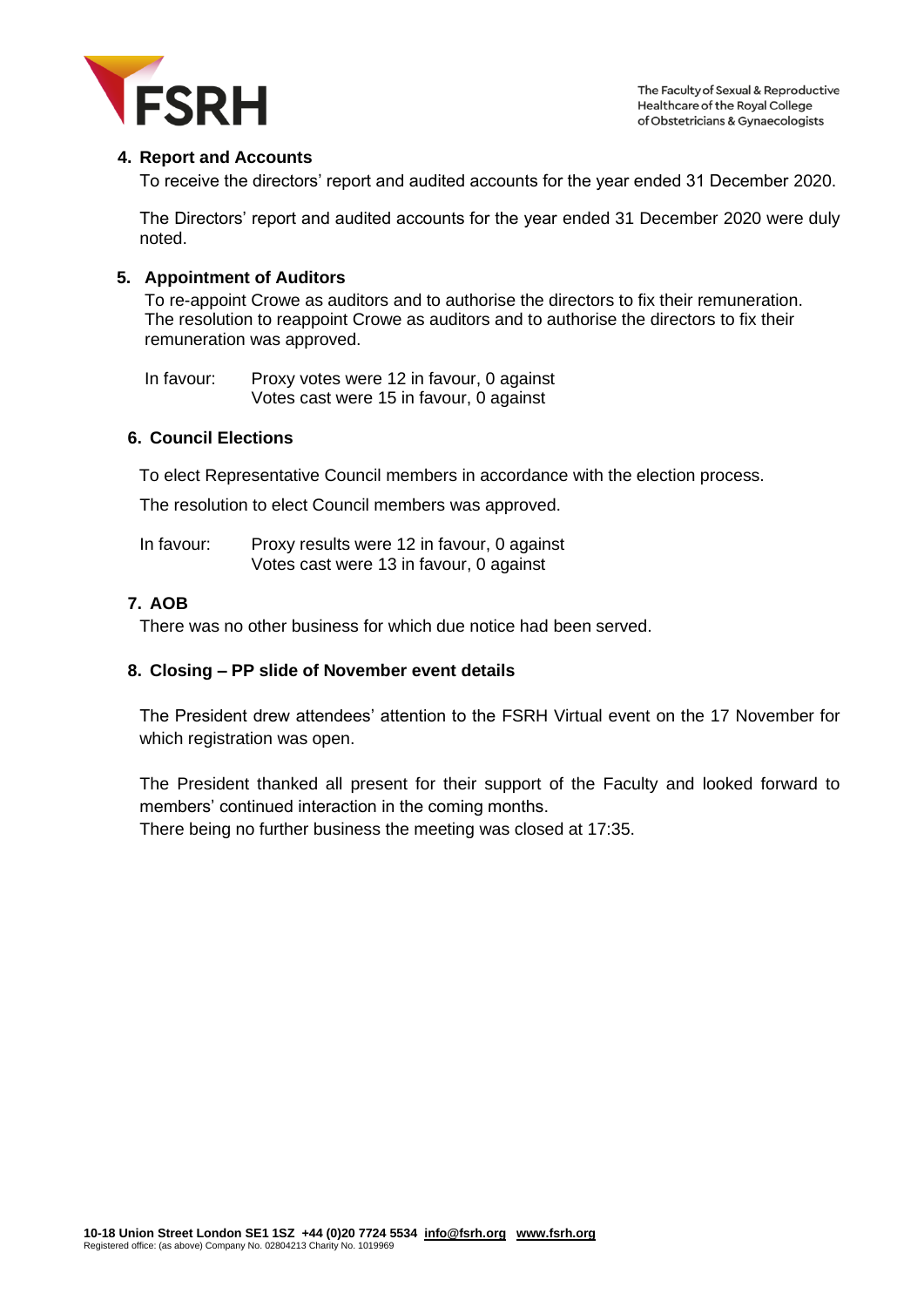**4. Report and Accounts**

To receive the directors' report and audited accounts for the year ended 31 December 2020.

The Directors' report and audited accounts for the year ended 31 December 2020 were duly noted.

**5. Appointment of Auditors**

To re-appoint Crowe as auditors and to authorise the directors to fix their remuneration. The resolution to reappoint Crowe as auditors and to authorise the directors to fix their remuneration was approved.

In favour: Proxy votes were 12 in favour, 0 against
Votes cast were 15 in favour, 0 against

**6. Council Elections**

To elect Representative Council members in accordance with the election process.

The resolution to elect Council members was approved.

In favour: Proxy results were 12 in favour, 0 against
Votes cast were 13 in favour, 0 against

**7. AOB**

There was no other business for which due notice had been served.

**8. Closing – PP slide of November event details**

The President drew attendees' attention to the FSRH Virtual event on the 17 November for which registration was open.

The President thanked all present for their support of the Faculty and looked forward to members' continued interaction in the coming months.
There being no further business the meeting was closed at 17:35.